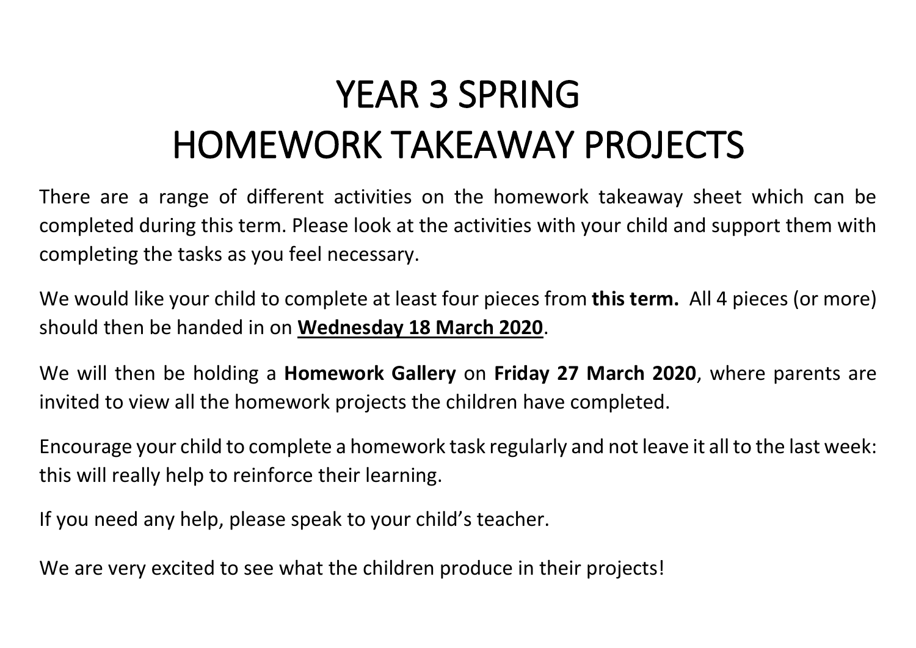# YEAR 3 SPRING
# HOMEWORK TAKEAWAY PROJECTS

There are a range of different activities on the homework takeaway sheet which can be completed during this term. Please look at the activities with your child and support them with completing the tasks as you feel necessary.

We would like your child to complete at least four pieces from **this term.** All 4 pieces (or more) should then be handed in on **<u>Wednesday 18 March 2020</u>**.

We will then be holding a **Homework Gallery** on **Friday 27 March 2020**, where parents are invited to view all the homework projects the children have completed.

Encourage your child to complete a homework task regularly and not leave it all to the last week: this will really help to reinforce their learning.

If you need any help, please speak to your child's teacher.

We are very excited to see what the children produce in their projects!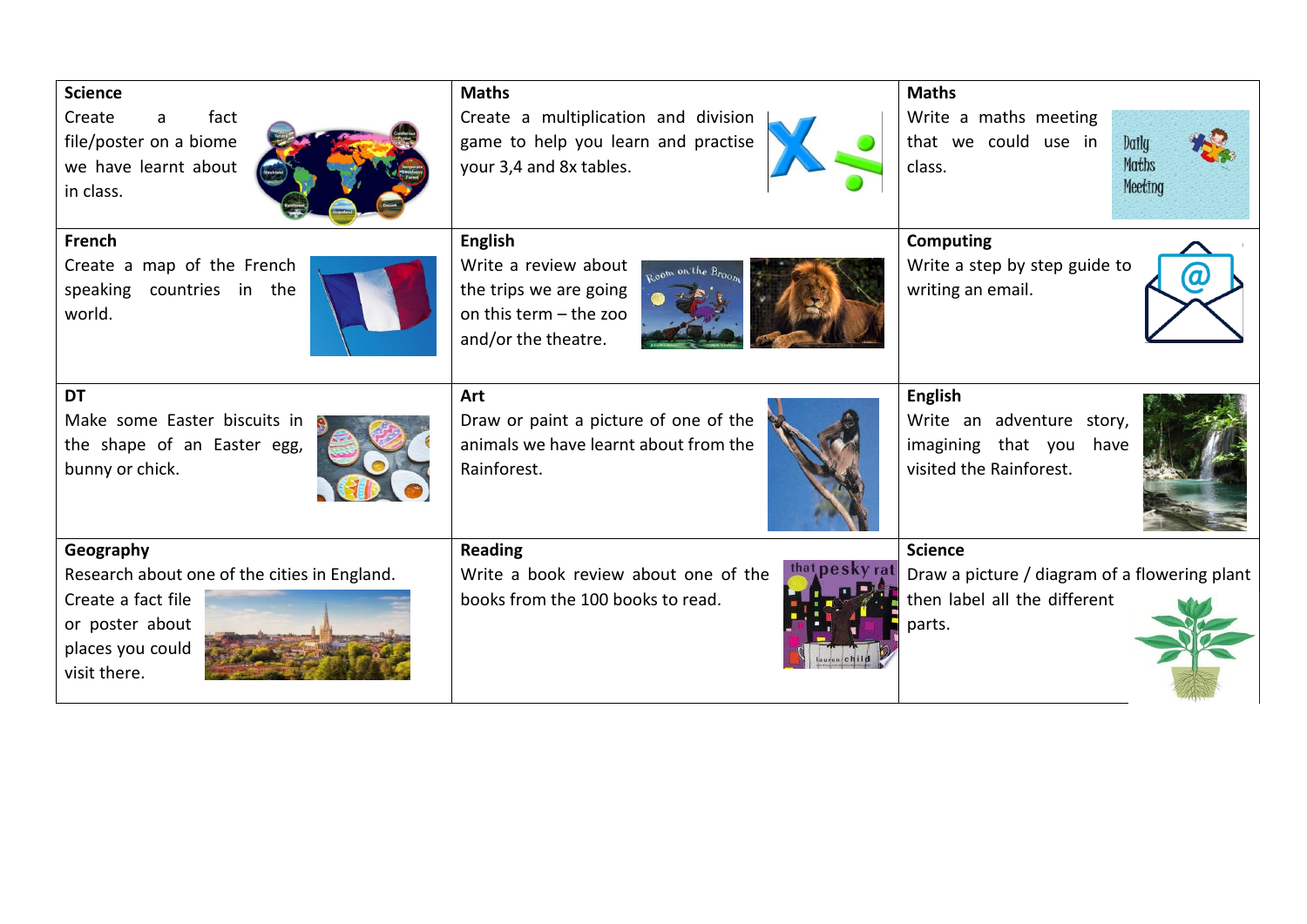| | | |
|---|---|---|
| **Science**<br>Create a fact file/poster on a biome we have learnt about in class. | **Maths**<br>Create a multiplication and division game to help you learn and practise your 3,4 and 8x tables. | **Maths**<br>Write a maths meeting that we could use in class. |
| **French**<br>Create a map of the French speaking countries in the world. | **English**<br>Write a review about the trips we are going on this term – the zoo and/or the theatre. | **Computing**<br>Write a step by step guide to writing an email. |
| **DT**<br>Make some Easter biscuits in the shape of an Easter egg, bunny or chick. | **Art**<br>Draw or paint a picture of one of the animals we have learnt about from the Rainforest. | **English**<br>Write an adventure story, imagining that you have visited the Rainforest. |
| **Geography**<br>Research about one of the cities in England.<br>Create a fact file or poster about places you could visit there. | **Reading**<br>Write a book review about one of the books from the 100 books to read. | **Science**<br>Draw a picture / diagram of a flowering plant then label all the different parts. |